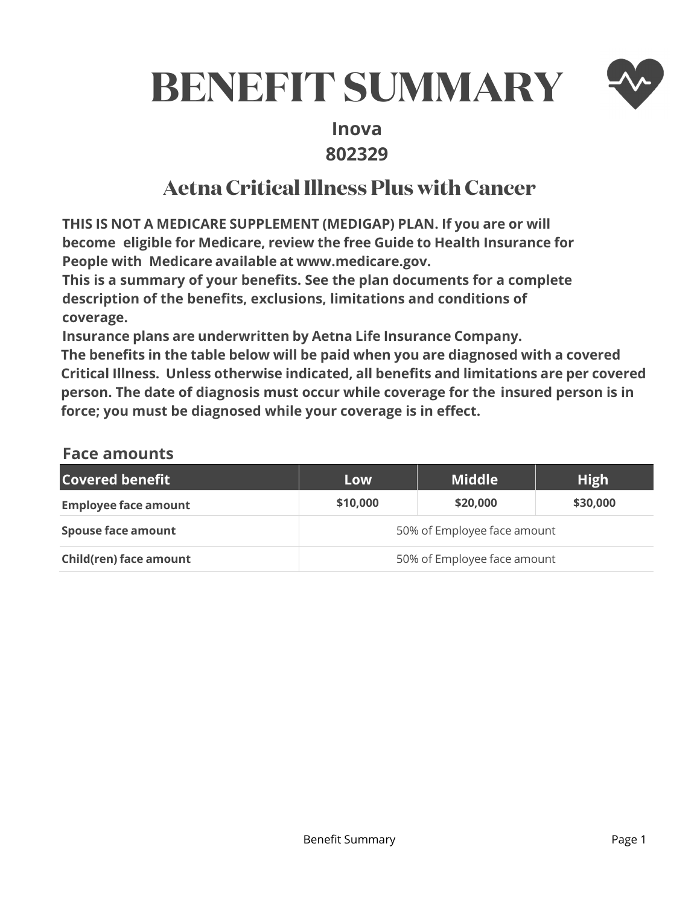# BENEFIT SUMMARY

**Inova**
**802329**

## Aetna Critical Illness Plus with Cancer

**THIS IS NOT A MEDICARE SUPPLEMENT (MEDIGAP) PLAN. If you are or will become eligible for Medicare, review the free Guide to Health Insurance for People with Medicare available at www.medicare.gov.**
**This is a summary of your benefits. See the plan documents for a complete description of the benefits, exclusions, limitations and conditions of coverage.**
**Insurance plans are underwritten by Aetna Life Insurance Company.**
**The benefits in the table below will be paid when you are diagnosed with a covered Critical Illness. Unless otherwise indicated, all benefits and limitations are per covered person. The date of diagnosis must occur while coverage for the insured person is in force; you must be diagnosed while your coverage is in effect.**

### Face amounts

| Covered benefit | Low | Middle | High |
|---|---|---|---|
| **Employee face amount** | **$10,000** | **$20,000** | **$30,000** |
| **Spouse face amount** | 50% of Employee face amount | | |
| **Child(ren) face amount** | 50% of Employee face amount | | |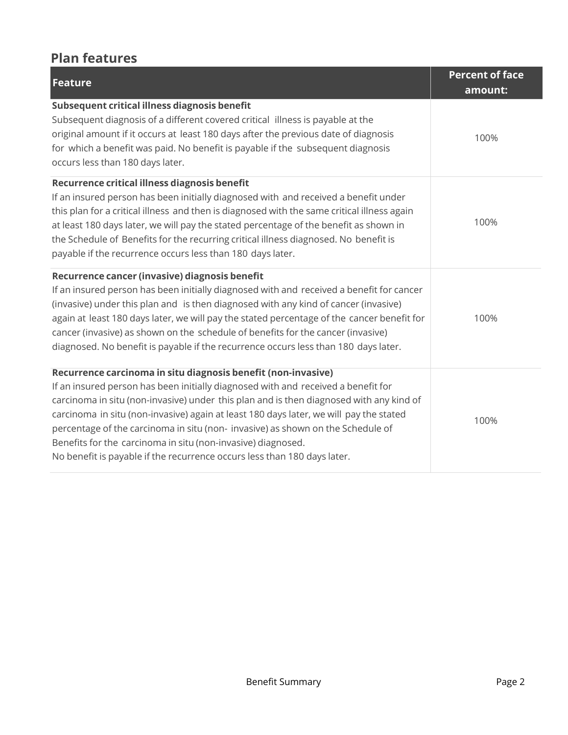## Plan features

| Feature | Percent of face amount: |
|---|---|
| **Subsequent critical illness diagnosis benefit**<br>Subsequent diagnosis of a different covered critical illness is payable at the original amount if it occurs at least 180 days after the previous date of diagnosis for which a benefit was paid. No benefit is payable if the subsequent diagnosis occurs less than 180 days later. | 100% |
| **Recurrence critical illness diagnosis benefit**<br>If an insured person has been initially diagnosed with and received a benefit under this plan for a critical illness and then is diagnosed with the same critical illness again at least 180 days later, we will pay the stated percentage of the benefit as shown in the Schedule of Benefits for the recurring critical illness diagnosed. No benefit is payable if the recurrence occurs less than 180 days later. | 100% |
| **Recurrence cancer (invasive) diagnosis benefit**<br>If an insured person has been initially diagnosed with and received a benefit for cancer (invasive) under this plan and is then diagnosed with any kind of cancer (invasive) again at least 180 days later, we will pay the stated percentage of the cancer benefit for cancer (invasive) as shown on the schedule of benefits for the cancer (invasive) diagnosed. No benefit is payable if the recurrence occurs less than 180 days later. | 100% |
| **Recurrence carcinoma in situ diagnosis benefit (non-invasive)**<br>If an insured person has been initially diagnosed with and received a benefit for carcinoma in situ (non-invasive) under this plan and is then diagnosed with any kind of carcinoma in situ (non-invasive) again at least 180 days later, we will pay the stated percentage of the carcinoma in situ (non- invasive) as shown on the Schedule of Benefits for the carcinoma in situ (non-invasive) diagnosed.<br>No benefit is payable if the recurrence occurs less than 180 days later. | 100% |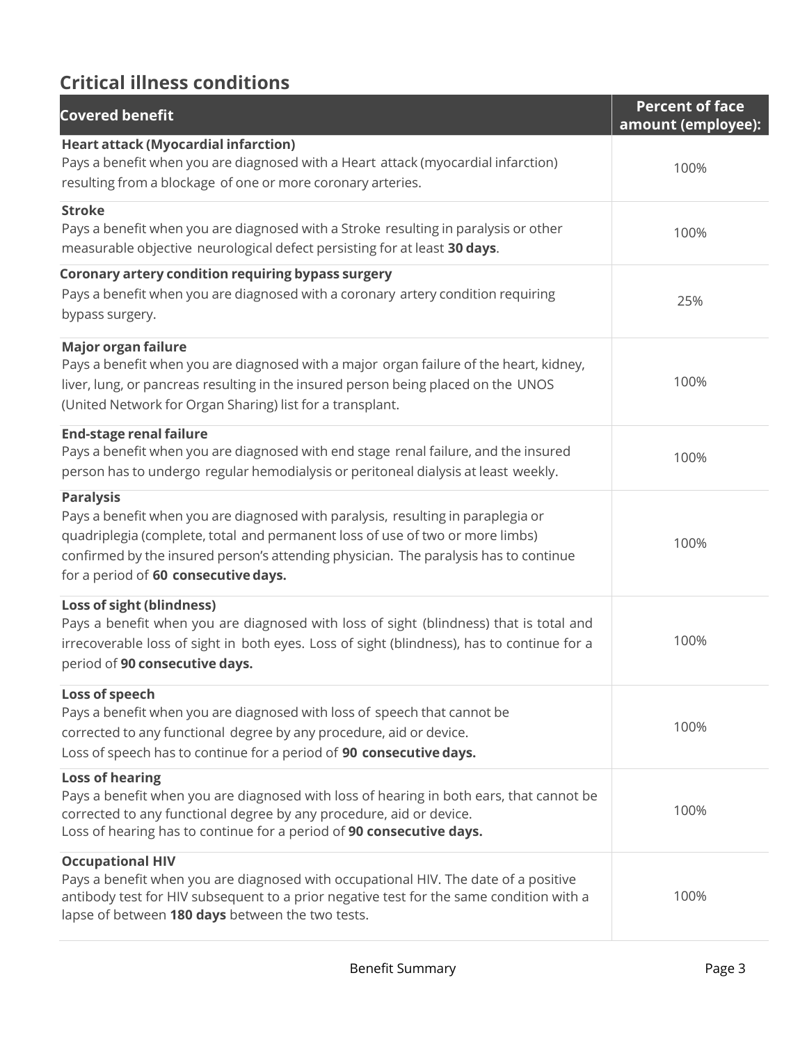## Critical illness conditions

| Covered benefit | Percent of face amount (employee): |
|---|---|
| **Heart attack (Myocardial infarction)**<br>Pays a benefit when you are diagnosed with a Heart attack (myocardial infarction) resulting from a blockage of one or more coronary arteries. | 100% |
| **Stroke**<br>Pays a benefit when you are diagnosed with a Stroke resulting in paralysis or other measurable objective neurological defect persisting for at least **30 days**. | 100% |
| **Coronary artery condition requiring bypass surgery**<br>Pays a benefit when you are diagnosed with a coronary artery condition requiring bypass surgery. | 25% |
| **Major organ failure**<br>Pays a benefit when you are diagnosed with a major organ failure of the heart, kidney, liver, lung, or pancreas resulting in the insured person being placed on the UNOS (United Network for Organ Sharing) list for a transplant. | 100% |
| **End-stage renal failure**<br>Pays a benefit when you are diagnosed with end stage renal failure, and the insured person has to undergo regular hemodialysis or peritoneal dialysis at least weekly. | 100% |
| **Paralysis**<br>Pays a benefit when you are diagnosed with paralysis, resulting in paraplegia or quadriplegia (complete, total and permanent loss of use of two or more limbs) confirmed by the insured person's attending physician. The paralysis has to continue for a period of **60 consecutive days.** | 100% |
| **Loss of sight (blindness)**<br>Pays a benefit when you are diagnosed with loss of sight (blindness) that is total and irrecoverable loss of sight in both eyes. Loss of sight (blindness), has to continue for a period of **90 consecutive days.** | 100% |
| **Loss of speech**<br>Pays a benefit when you are diagnosed with loss of speech that cannot be corrected to any functional degree by any procedure, aid or device. Loss of speech has to continue for a period of **90 consecutive days.** | 100% |
| **Loss of hearing**<br>Pays a benefit when you are diagnosed with loss of hearing in both ears, that cannot be corrected to any functional degree by any procedure, aid or device. Loss of hearing has to continue for a period of **90 consecutive days.** | 100% |
| **Occupational HIV**<br>Pays a benefit when you are diagnosed with occupational HIV. The date of a positive antibody test for HIV subsequent to a prior negative test for the same condition with a lapse of between **180 days** between the two tests. | 100% |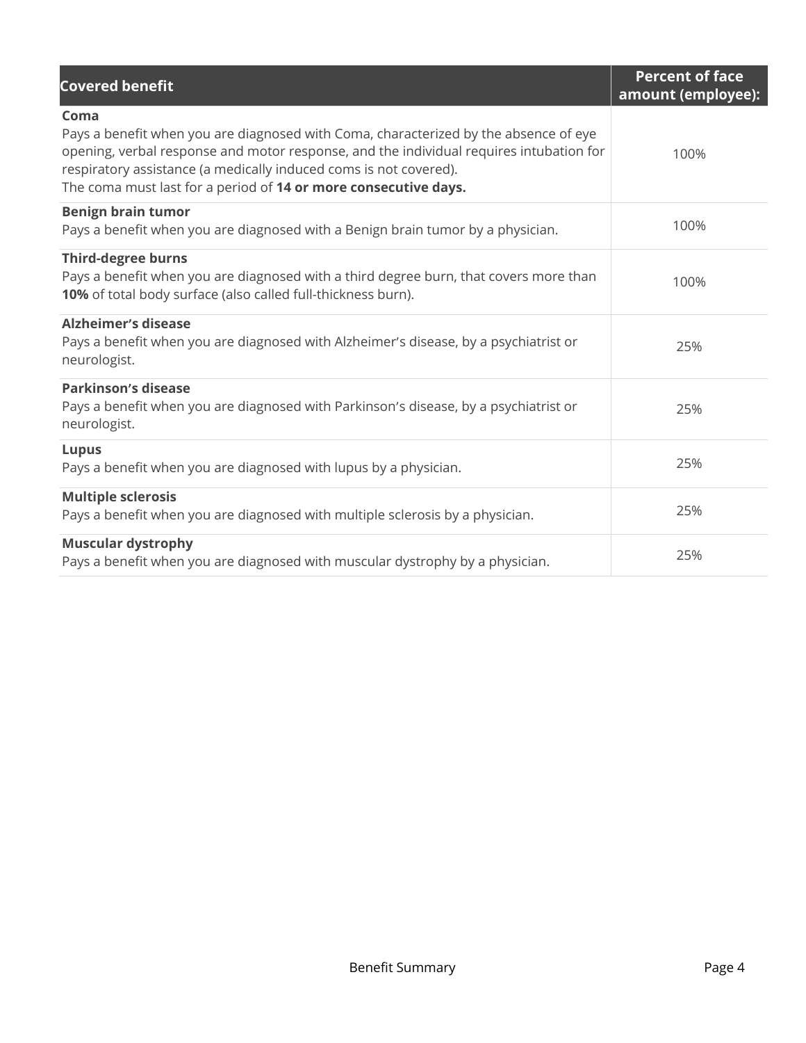| Covered benefit | Percent of face amount (employee): |
| --- | --- |
| **Coma**<br>Pays a benefit when you are diagnosed with Coma, characterized by the absence of eye opening, verbal response and motor response, and the individual requires intubation for respiratory assistance (a medically induced coms is not covered).<br>The coma must last for a period of **14 or more consecutive days.** | 100% |
| **Benign brain tumor**<br>Pays a benefit when you are diagnosed with a Benign brain tumor by a physician. | 100% |
| **Third-degree burns**<br>Pays a benefit when you are diagnosed with a third degree burn, that covers more than **10%** of total body surface (also called full-thickness burn). | 100% |
| **Alzheimer's disease**<br>Pays a benefit when you are diagnosed with Alzheimer's disease, by a psychiatrist or neurologist. | 25% |
| **Parkinson's disease**<br>Pays a benefit when you are diagnosed with Parkinson's disease, by a psychiatrist or neurologist. | 25% |
| **Lupus**<br>Pays a benefit when you are diagnosed with lupus by a physician. | 25% |
| **Multiple sclerosis**<br>Pays a benefit when you are diagnosed with multiple sclerosis by a physician. | 25% |
| **Muscular dystrophy**<br>Pays a benefit when you are diagnosed with muscular dystrophy by a physician. | 25% |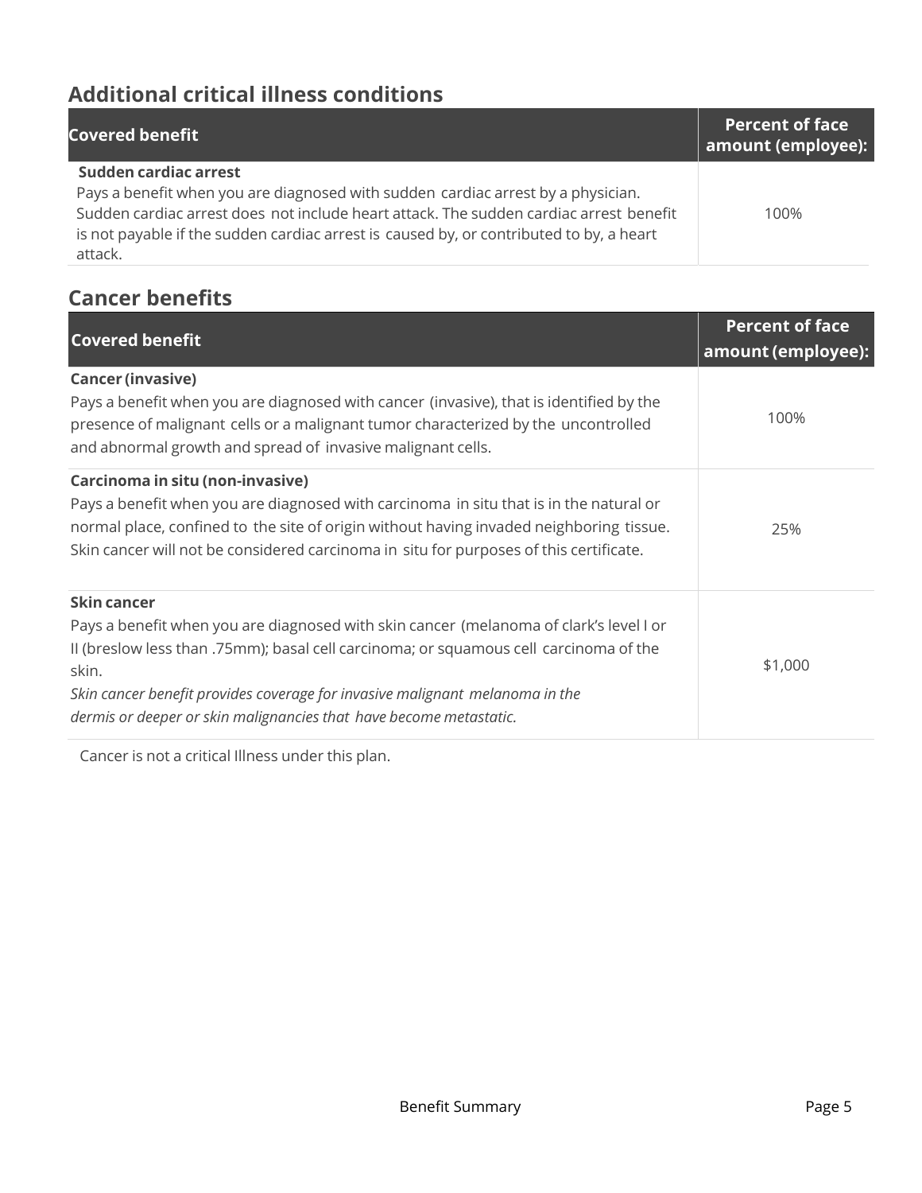## Additional critical illness conditions

| Covered benefit | Percent of face amount (employee): |
| --- | --- |
| **Sudden cardiac arrest**<br>Pays a benefit when you are diagnosed with sudden cardiac arrest by a physician. Sudden cardiac arrest does not include heart attack. The sudden cardiac arrest benefit is not payable if the sudden cardiac arrest is caused by, or contributed to by, a heart attack. | 100% |

## Cancer benefits

| Covered benefit | Percent of face amount (employee): |
| --- | --- |
| **Cancer (invasive)**<br>Pays a benefit when you are diagnosed with cancer (invasive), that is identified by the presence of malignant cells or a malignant tumor characterized by the uncontrolled and abnormal growth and spread of invasive malignant cells. | 100% |
| **Carcinoma in situ (non-invasive)**<br>Pays a benefit when you are diagnosed with carcinoma in situ that is in the natural or normal place, confined to the site of origin without having invaded neighboring tissue. Skin cancer will not be considered carcinoma in situ for purposes of this certificate. | 25% |
| **Skin cancer**<br>Pays a benefit when you are diagnosed with skin cancer (melanoma of clark's level I or II (breslow less than .75mm); basal cell carcinoma; or squamous cell carcinoma of the skin.<br>*Skin cancer benefit provides coverage for invasive malignant melanoma in the dermis or deeper or skin malignancies that have become metastatic.* | $1,000 |

Cancer is not a critical Illness under this plan.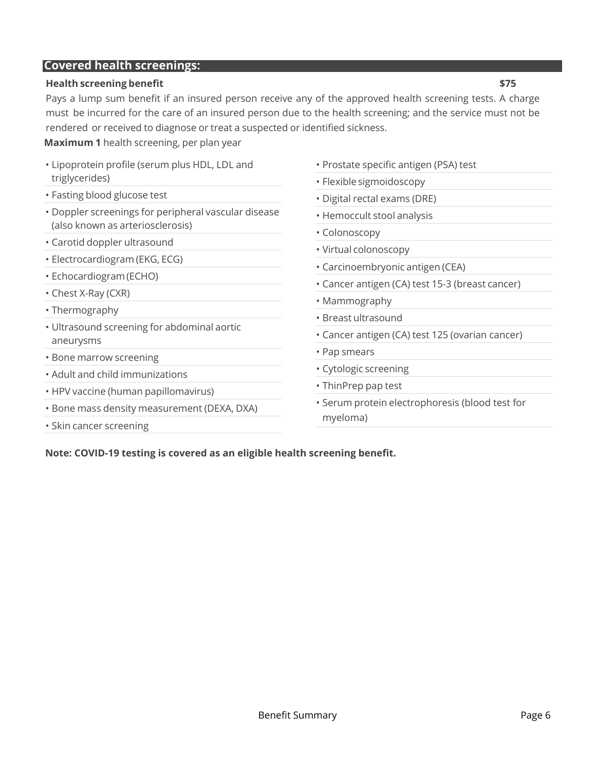## Covered health screenings:

**Health screening benefit** **$75**

Pays a lump sum benefit if an insured person receive any of the approved health screening tests. A charge must be incurred for the care of an insured person due to the health screening; and the service must not be rendered or received to diagnose or treat a suspected or identified sickness.

**Maximum 1** health screening, per plan year

- Lipoprotein profile (serum plus HDL, LDL and triglycerides)
- Fasting blood glucose test
- Doppler screenings for peripheral vascular disease (also known as arteriosclerosis)
- Carotid doppler ultrasound
- Electrocardiogram (EKG, ECG)
- Echocardiogram (ECHO)
- Chest X-Ray (CXR)
- Thermography
- Ultrasound screening for abdominal aortic aneurysms
- Bone marrow screening
- Adult and child immunizations
- HPV vaccine (human papillomavirus)
- Bone mass density measurement (DEXA, DXA)
- Skin cancer screening
- Prostate specific antigen (PSA) test
- Flexible sigmoidoscopy
- Digital rectal exams (DRE)
- Hemoccult stool analysis
- Colonoscopy
- Virtual colonoscopy
- Carcinoembryonic antigen (CEA)
- Cancer antigen (CA) test 15-3 (breast cancer)
- Mammography
- Breast ultrasound
- Cancer antigen (CA) test 125 (ovarian cancer)
- Pap smears
- Cytologic screening
- ThinPrep pap test
- Serum protein electrophoresis (blood test for myeloma)

**Note: COVID-19 testing is covered as an eligible health screening benefit.**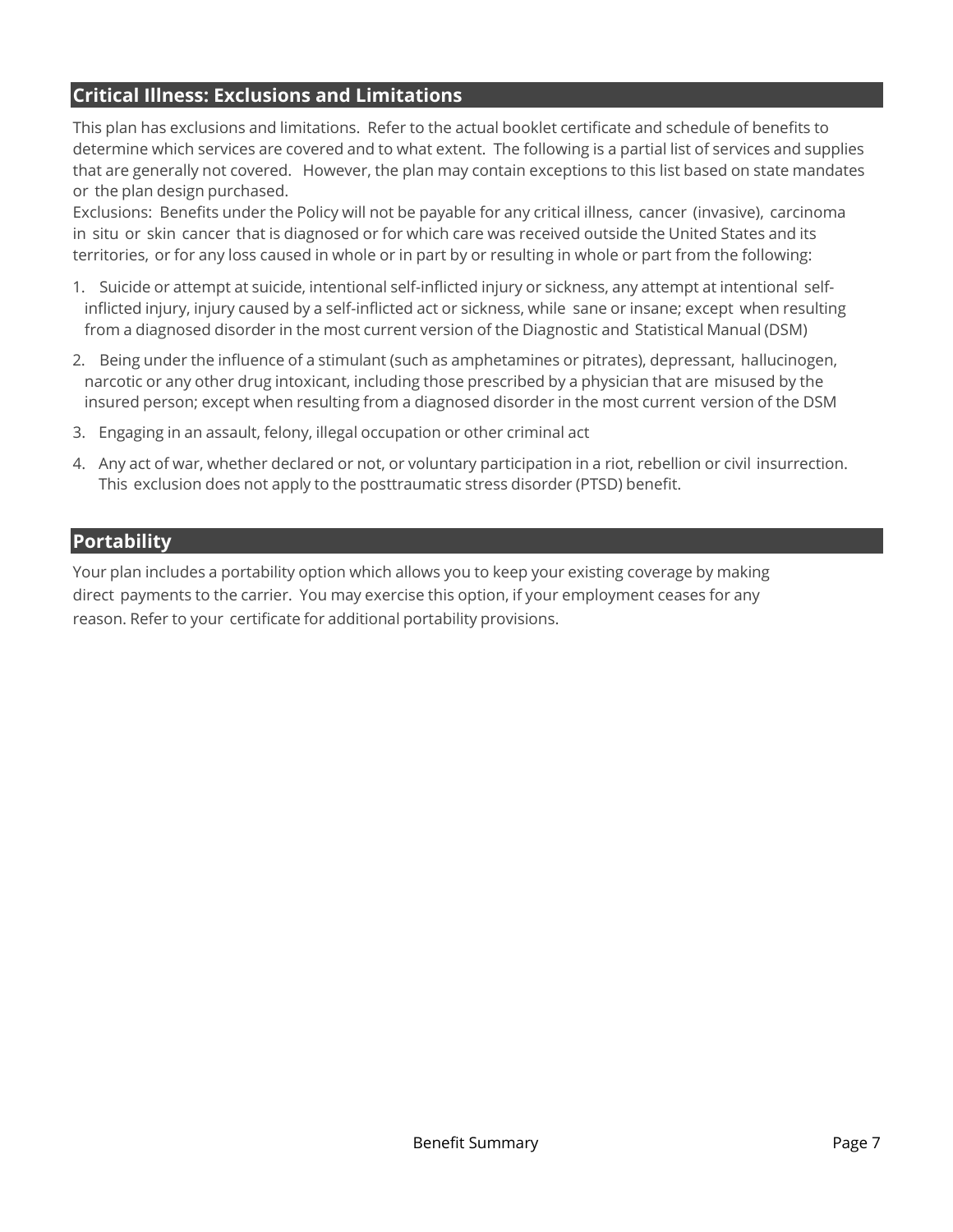## Critical Illness: Exclusions and Limitations

This plan has exclusions and limitations. Refer to the actual booklet certificate and schedule of benefits to determine which services are covered and to what extent. The following is a partial list of services and supplies that are generally not covered. However, the plan may contain exceptions to this list based on state mandates or the plan design purchased.

Exclusions: Benefits under the Policy will not be payable for any critical illness, cancer (invasive), carcinoma in situ or skin cancer that is diagnosed or for which care was received outside the United States and its territories, or for any loss caused in whole or in part by or resulting in whole or part from the following:

1. Suicide or attempt at suicide, intentional self-inflicted injury or sickness, any attempt at intentional self-inflicted injury, injury caused by a self-inflicted act or sickness, while sane or insane; except when resulting from a diagnosed disorder in the most current version of the Diagnostic and Statistical Manual (DSM)
2. Being under the influence of a stimulant (such as amphetamines or pitrates), depressant, hallucinogen, narcotic or any other drug intoxicant, including those prescribed by a physician that are misused by the insured person; except when resulting from a diagnosed disorder in the most current version of the DSM
3. Engaging in an assault, felony, illegal occupation or other criminal act
4. Any act of war, whether declared or not, or voluntary participation in a riot, rebellion or civil insurrection. This exclusion does not apply to the posttraumatic stress disorder (PTSD) benefit.

## Portability

Your plan includes a portability option which allows you to keep your existing coverage by making direct payments to the carrier. You may exercise this option, if your employment ceases for any reason. Refer to your certificate for additional portability provisions.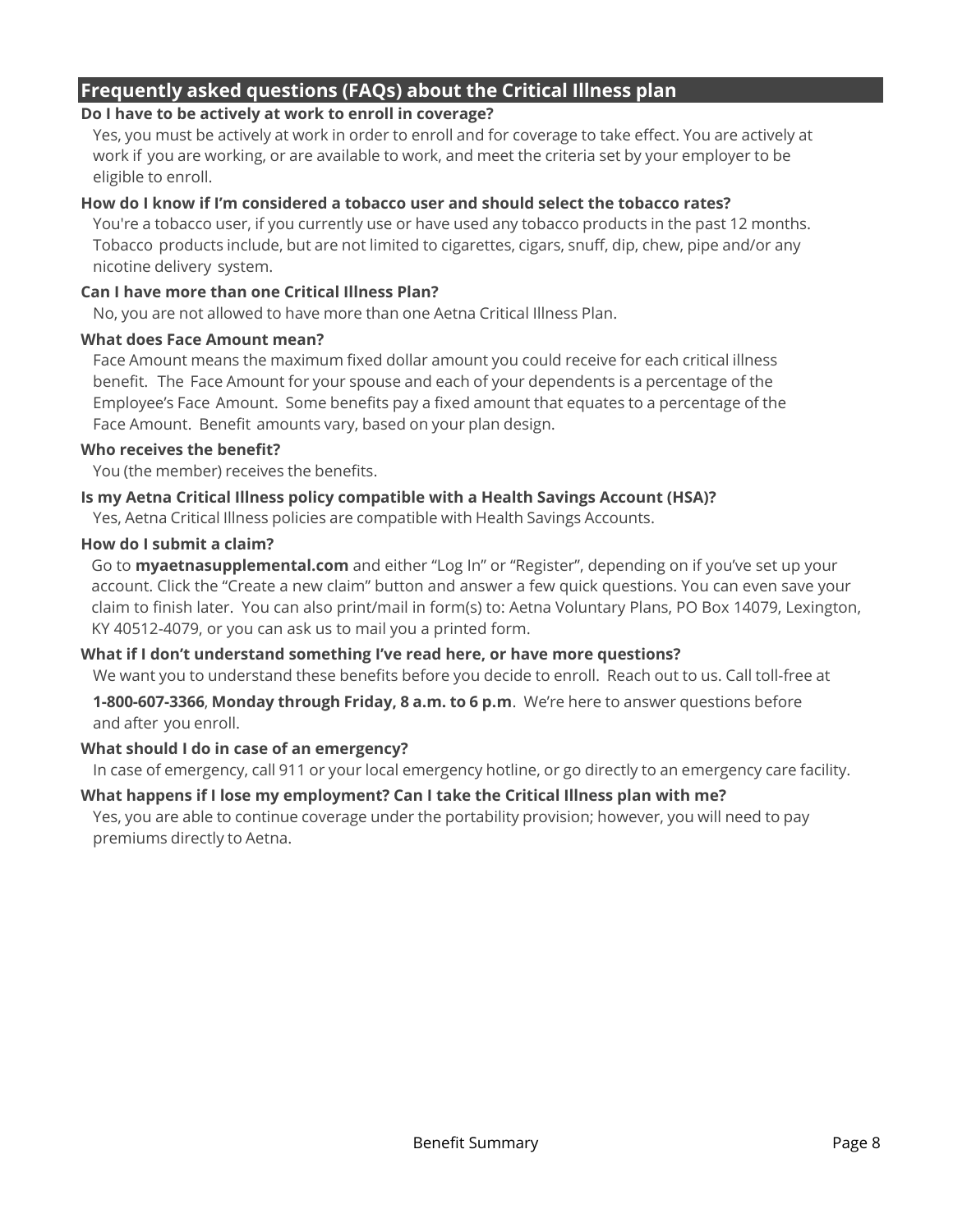## Frequently asked questions (FAQs) about the Critical Illness plan

**Do I have to be actively at work to enroll in coverage?**

Yes, you must be actively at work in order to enroll and for coverage to take effect. You are actively at work if you are working, or are available to work, and meet the criteria set by your employer to be eligible to enroll.

**How do I know if I'm considered a tobacco user and should select the tobacco rates?**

You're a tobacco user, if you currently use or have used any tobacco products in the past 12 months. Tobacco products include, but are not limited to cigarettes, cigars, snuff, dip, chew, pipe and/or any nicotine delivery system.

**Can I have more than one Critical Illness Plan?**

No, you are not allowed to have more than one Aetna Critical Illness Plan.

**What does Face Amount mean?**

Face Amount means the maximum fixed dollar amount you could receive for each critical illness benefit. The Face Amount for your spouse and each of your dependents is a percentage of the Employee's Face Amount. Some benefits pay a fixed amount that equates to a percentage of the Face Amount. Benefit amounts vary, based on your plan design.

**Who receives the benefit?**

You (the member) receives the benefits.

**Is my Aetna Critical Illness policy compatible with a Health Savings Account (HSA)?**

Yes, Aetna Critical Illness policies are compatible with Health Savings Accounts.

**How do I submit a claim?**

Go to **myaetnasupplemental.com** and either "Log In" or "Register", depending on if you've set up your account. Click the "Create a new claim" button and answer a few quick questions. You can even save your claim to finish later. You can also print/mail in form(s) to: Aetna Voluntary Plans, PO Box 14079, Lexington, KY 40512-4079, or you can ask us to mail you a printed form.

**What if I don't understand something I've read here, or have more questions?**

We want you to understand these benefits before you decide to enroll. Reach out to us. Call toll-free at

**1-800-607-3366**, **Monday through Friday, 8 a.m. to 6 p.m**. We're here to answer questions before and after you enroll.

**What should I do in case of an emergency?**

In case of emergency, call 911 or your local emergency hotline, or go directly to an emergency care facility.

**What happens if I lose my employment? Can I take the Critical Illness plan with me?**

Yes, you are able to continue coverage under the portability provision; however, you will need to pay premiums directly to Aetna.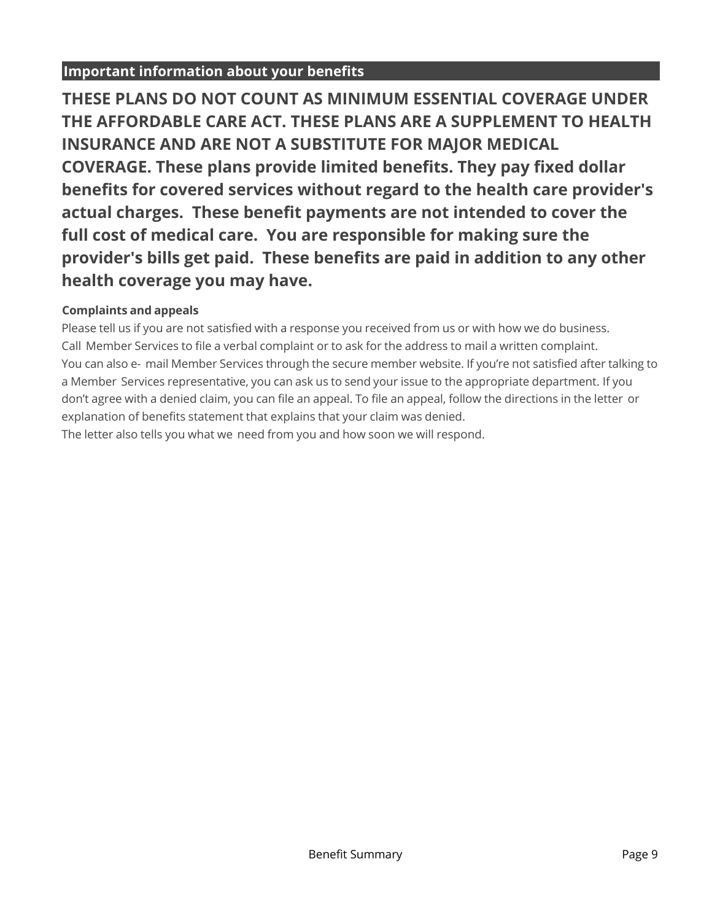## Important information about your benefits

**THESE PLANS DO NOT COUNT AS MINIMUM ESSENTIAL COVERAGE UNDER THE AFFORDABLE CARE ACT. THESE PLANS ARE A SUPPLEMENT TO HEALTH INSURANCE AND ARE NOT A SUBSTITUTE FOR MAJOR MEDICAL COVERAGE. These plans provide limited benefits. They pay fixed dollar benefits for covered services without regard to the health care provider's actual charges. These benefit payments are not intended to cover the full cost of medical care. You are responsible for making sure the provider's bills get paid. These benefits are paid in addition to any other health coverage you may have.**

**Complaints and appeals**

Please tell us if you are not satisfied with a response you received from us or with how we do business. Call Member Services to file a verbal complaint or to ask for the address to mail a written complaint. You can also e-mail Member Services through the secure member website. If you're not satisfied after talking to a Member Services representative, you can ask us to send your issue to the appropriate department. If you don't agree with a denied claim, you can file an appeal. To file an appeal, follow the directions in the letter or explanation of benefits statement that explains that your claim was denied. The letter also tells you what we need from you and how soon we will respond.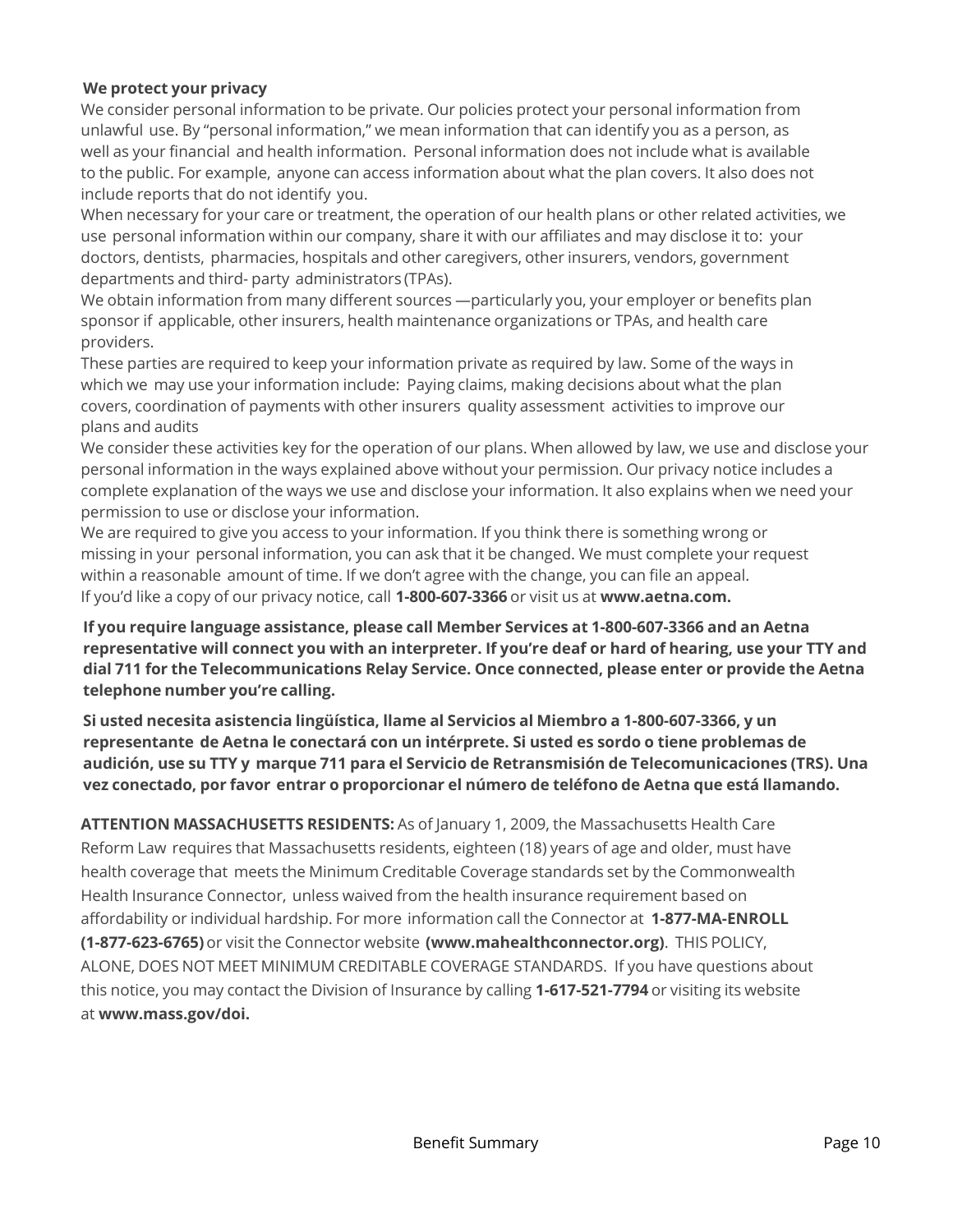**We protect your privacy**

We consider personal information to be private. Our policies protect your personal information from unlawful use. By "personal information," we mean information that can identify you as a person, as well as your financial and health information. Personal information does not include what is available to the public. For example, anyone can access information about what the plan covers. It also does not include reports that do not identify you.

When necessary for your care or treatment, the operation of our health plans or other related activities, we use personal information within our company, share it with our affiliates and may disclose it to: your doctors, dentists, pharmacies, hospitals and other caregivers, other insurers, vendors, government departments and third- party administrators (TPAs).

We obtain information from many different sources —particularly you, your employer or benefits plan sponsor if applicable, other insurers, health maintenance organizations or TPAs, and health care providers.

These parties are required to keep your information private as required by law. Some of the ways in which we may use your information include: Paying claims, making decisions about what the plan covers, coordination of payments with other insurers quality assessment activities to improve our plans and audits

We consider these activities key for the operation of our plans. When allowed by law, we use and disclose your personal information in the ways explained above without your permission. Our privacy notice includes a complete explanation of the ways we use and disclose your information. It also explains when we need your permission to use or disclose your information.

We are required to give you access to your information. If you think there is something wrong or missing in your personal information, you can ask that it be changed. We must complete your request within a reasonable amount of time. If we don't agree with the change, you can file an appeal.

If you'd like a copy of our privacy notice, call **1-800-607-3366** or visit us at **www.aetna.com.**

**If you require language assistance, please call Member Services at 1-800-607-3366 and an Aetna representative will connect you with an interpreter. If you're deaf or hard of hearing, use your TTY and dial 711 for the Telecommunications Relay Service. Once connected, please enter or provide the Aetna telephone number you're calling.**

**Si usted necesita asistencia lingüística, llame al Servicios al Miembro a 1-800-607-3366, y un representante de Aetna le conectará con un intérprete. Si usted es sordo o tiene problemas de audición, use su TTY y marque 711 para el Servicio de Retransmisión de Telecomunicaciones (TRS). Una vez conectado, por favor entrar o proporcionar el número de teléfono de Aetna que está llamando.**

**ATTENTION MASSACHUSETTS RESIDENTS:** As of January 1, 2009, the Massachusetts Health Care Reform Law requires that Massachusetts residents, eighteen (18) years of age and older, must have health coverage that meets the Minimum Creditable Coverage standards set by the Commonwealth Health Insurance Connector, unless waived from the health insurance requirement based on affordability or individual hardship. For more information call the Connector at **1-877-MA-ENROLL (1-877-623-6765)** or visit the Connector website **(www.mahealthconnector.org)**. THIS POLICY, ALONE, DOES NOT MEET MINIMUM CREDITABLE COVERAGE STANDARDS. If you have questions about this notice, you may contact the Division of Insurance by calling **1-617-521-7794** or visiting its website at **www.mass.gov/doi.**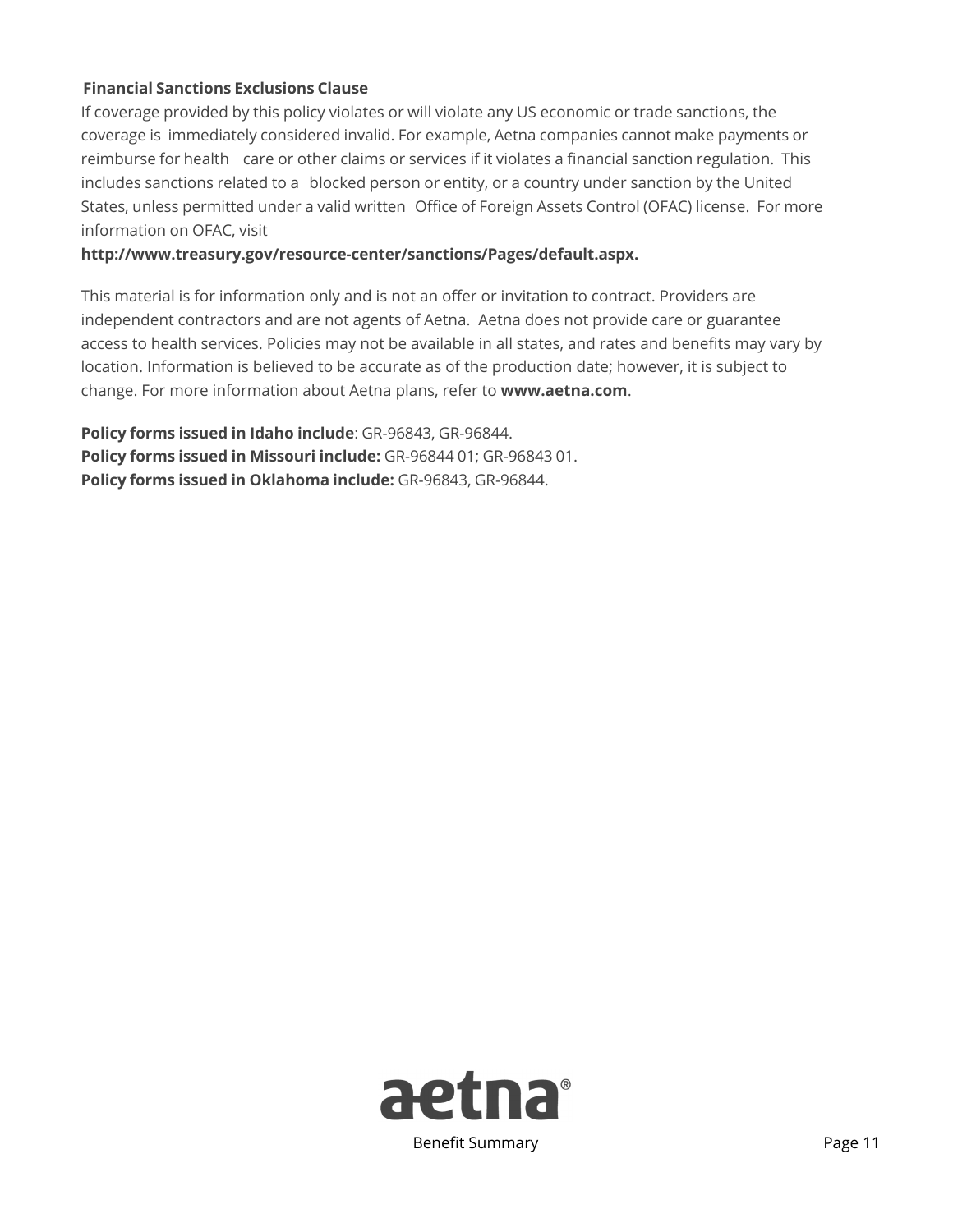**Financial Sanctions Exclusions Clause**

If coverage provided by this policy violates or will violate any US economic or trade sanctions, the coverage is immediately considered invalid. For example, Aetna companies cannot make payments or reimburse for health care or other claims or services if it violates a financial sanction regulation. This includes sanctions related to a blocked person or entity, or a country under sanction by the United States, unless permitted under a valid written Office of Foreign Assets Control (OFAC) license. For more information on OFAC, visit

**http://www.treasury.gov/resource-center/sanctions/Pages/default.aspx.**

This material is for information only and is not an offer or invitation to contract. Providers are independent contractors and are not agents of Aetna. Aetna does not provide care or guarantee access to health services. Policies may not be available in all states, and rates and benefits may vary by location. Information is believed to be accurate as of the production date; however, it is subject to change. For more information about Aetna plans, refer to **www.aetna.com**.

**Policy forms issued in Idaho include**: GR-96843, GR-96844.
**Policy forms issued in Missouri include:** GR-96844 01; GR-96843 01.
**Policy forms issued in Oklahoma include:** GR-96843, GR-96844.

aetna®